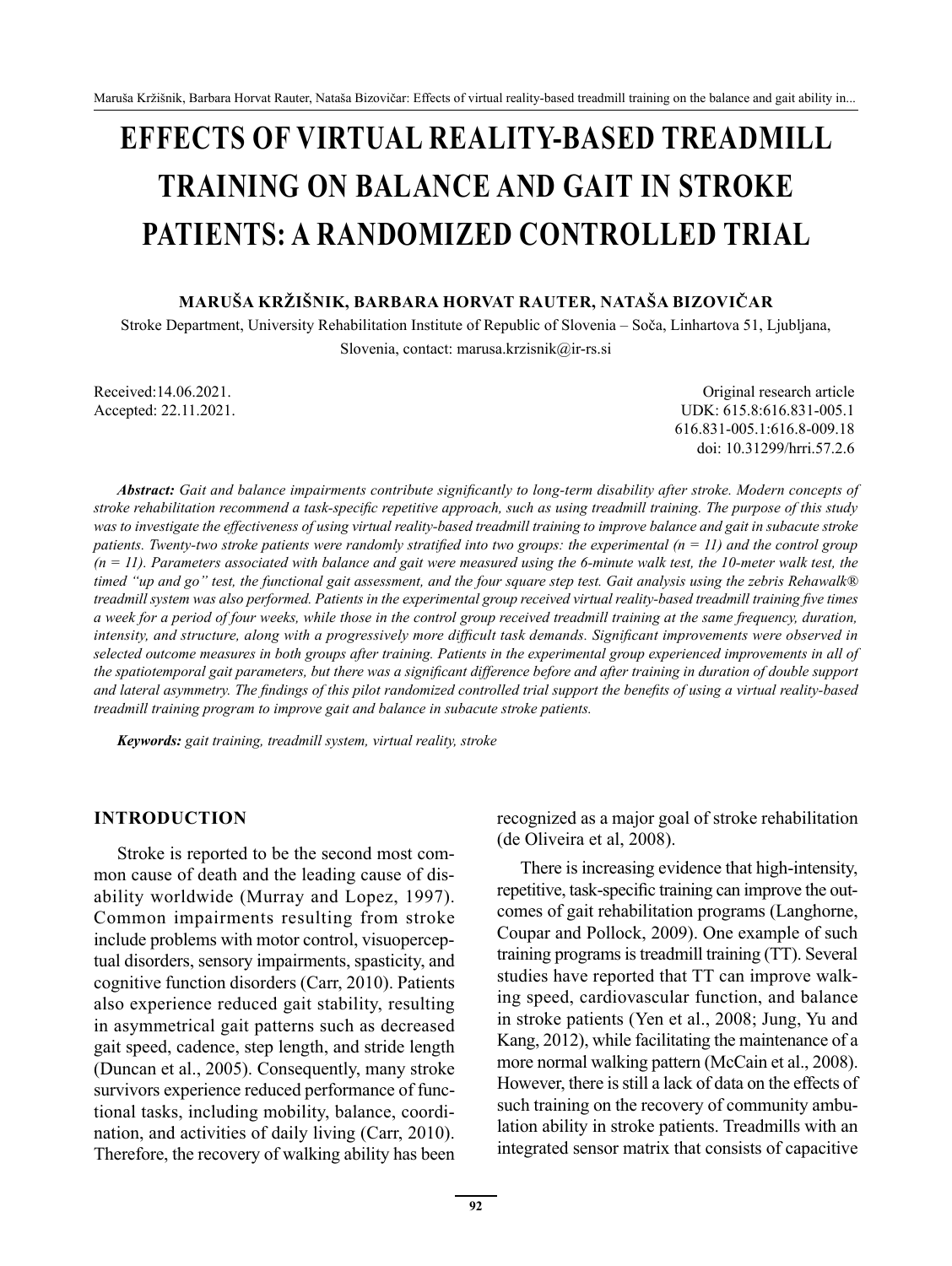# EFFECTS OF VIRTUAL REALITY-BASED TREADMILL TRAINING ON BALANCE AND GAIT IN STROKE PATIENTS: A RANDOMIZED CONTROLLED TRIAL

**MARUŠA KRŽIŠNIK, BARBARA HORVAT RAUTER, NATAŠA BIZOVIČAR**

Stroke Department, University Rehabilitation Institute of Republic of Slovenia – Soča, Linhartova 51, Ljubljana, Slovenia, contact: marusa.krzisnik@ir-rs.si

Received:14.06.2021.
Accepted: 22.11.2021.

Original research article
UDK: 615.8:616.831-005.1
616.831-005.1:616.8-009.18
doi: 10.31299/hrri.57.2.6

***Abstract:*** *Gait and balance impairments contribute significantly to long-term disability after stroke. Modern concepts of stroke rehabilitation recommend a task-specific repetitive approach, such as using treadmill training. The purpose of this study was to investigate the effectiveness of using virtual reality-based treadmill training to improve balance and gait in subacute stroke patients. Twenty-two stroke patients were randomly stratified into two groups: the experimental (n = 11) and the control group (n = 11). Parameters associated with balance and gait were measured using the 6-minute walk test, the 10-meter walk test, the timed "up and go" test, the functional gait assessment, and the four square step test. Gait analysis using the zebris Rehawalk® treadmill system was also performed. Patients in the experimental group received virtual reality-based treadmill training five times a week for a period of four weeks, while those in the control group received treadmill training at the same frequency, duration, intensity, and structure, along with a progressively more difficult task demands. Significant improvements were observed in selected outcome measures in both groups after training. Patients in the experimental group experienced improvements in all of the spatiotemporal gait parameters, but there was a significant difference before and after training in duration of double support and lateral asymmetry. The findings of this pilot randomized controlled trial support the benefits of using a virtual reality-based treadmill training program to improve gait and balance in subacute stroke patients.*

***Keywords:*** *gait training, treadmill system, virtual reality, stroke*

## INTRODUCTION

Stroke is reported to be the second most common cause of death and the leading cause of disability worldwide (Murray and Lopez, 1997). Common impairments resulting from stroke include problems with motor control, visuoperceptual disorders, sensory impairments, spasticity, and cognitive function disorders (Carr, 2010). Patients also experience reduced gait stability, resulting in asymmetrical gait patterns such as decreased gait speed, cadence, step length, and stride length (Duncan et al., 2005). Consequently, many stroke survivors experience reduced performance of functional tasks, including mobility, balance, coordination, and activities of daily living (Carr, 2010). Therefore, the recovery of walking ability has been recognized as a major goal of stroke rehabilitation (de Oliveira et al, 2008).

There is increasing evidence that high-intensity, repetitive, task-specific training can improve the outcomes of gait rehabilitation programs (Langhorne, Coupar and Pollock, 2009). One example of such training programs is treadmill training (TT). Several studies have reported that TT can improve walking speed, cardiovascular function, and balance in stroke patients (Yen et al., 2008; Jung, Yu and Kang, 2012), while facilitating the maintenance of a more normal walking pattern (McCain et al., 2008). However, there is still a lack of data on the effects of such training on the recovery of community ambulation ability in stroke patients. Treadmills with an integrated sensor matrix that consists of capacitive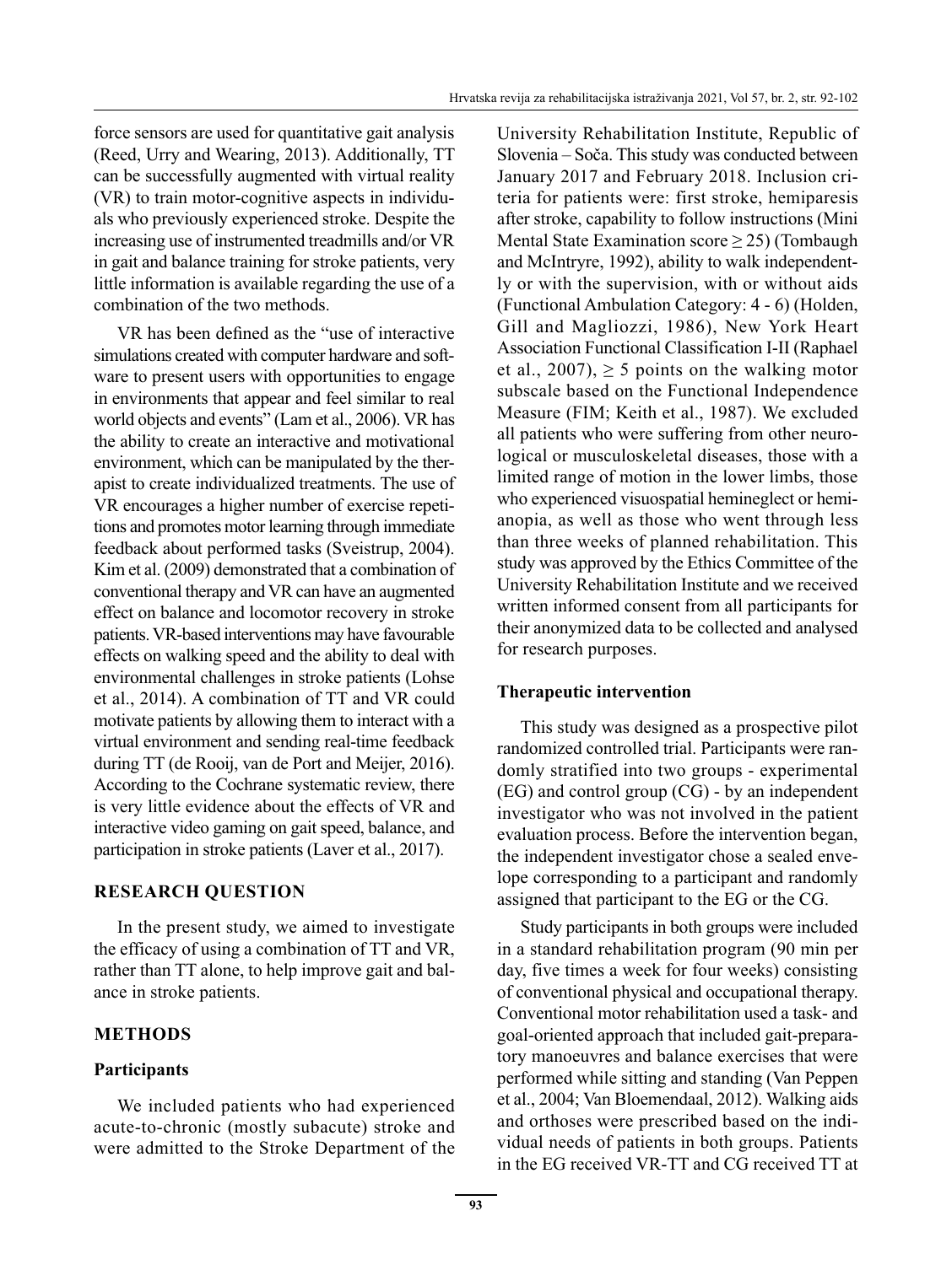force sensors are used for quantitative gait analysis (Reed, Urry and Wearing, 2013). Additionally, TT can be successfully augmented with virtual reality (VR) to train motor-cognitive aspects in individuals who previously experienced stroke. Despite the increasing use of instrumented treadmills and/or VR in gait and balance training for stroke patients, very little information is available regarding the use of a combination of the two methods.

VR has been defined as the "use of interactive simulations created with computer hardware and software to present users with opportunities to engage in environments that appear and feel similar to real world objects and events" (Lam et al., 2006). VR has the ability to create an interactive and motivational environment, which can be manipulated by the therapist to create individualized treatments. The use of VR encourages a higher number of exercise repetitions and promotes motor learning through immediate feedback about performed tasks (Sveistrup, 2004). Kim et al. (2009) demonstrated that a combination of conventional therapy and VR can have an augmented effect on balance and locomotor recovery in stroke patients. VR-based interventions may have favourable effects on walking speed and the ability to deal with environmental challenges in stroke patients (Lohse et al., 2014). A combination of TT and VR could motivate patients by allowing them to interact with a virtual environment and sending real-time feedback during TT (de Rooij, van de Port and Meijer, 2016). According to the Cochrane systematic review, there is very little evidence about the effects of VR and interactive video gaming on gait speed, balance, and participation in stroke patients (Laver et al., 2017).

## RESEARCH QUESTION

In the present study, we aimed to investigate the efficacy of using a combination of TT and VR, rather than TT alone, to help improve gait and balance in stroke patients.

## METHODS

### Participants

We included patients who had experienced acute-to-chronic (mostly subacute) stroke and were admitted to the Stroke Department of the University Rehabilitation Institute, Republic of Slovenia – Soča. This study was conducted between January 2017 and February 2018. Inclusion criteria for patients were: first stroke, hemiparesis after stroke, capability to follow instructions (Mini Mental State Examination score $\geq 25$) (Tombaugh and McIntryre, 1992), ability to walk independently or with the supervision, with or without aids (Functional Ambulation Category: 4 - 6) (Holden, Gill and Magliozzi, 1986), New York Heart Association Functional Classification I-II (Raphael et al., 2007), $\geq 5$ points on the walking motor subscale based on the Functional Independence Measure (FIM; Keith et al., 1987). We excluded all patients who were suffering from other neurological or musculoskeletal diseases, those with a limited range of motion in the lower limbs, those who experienced visuospatial hemineglect or hemianopia, as well as those who went through less than three weeks of planned rehabilitation. This study was approved by the Ethics Committee of the University Rehabilitation Institute and we received written informed consent from all participants for their anonymized data to be collected and analysed for research purposes.

### Therapeutic intervention

This study was designed as a prospective pilot randomized controlled trial. Participants were randomly stratified into two groups - experimental (EG) and control group (CG) - by an independent investigator who was not involved in the patient evaluation process. Before the intervention began, the independent investigator chose a sealed envelope corresponding to a participant and randomly assigned that participant to the EG or the CG.

Study participants in both groups were included in a standard rehabilitation program (90 min per day, five times a week for four weeks) consisting of conventional physical and occupational therapy. Conventional motor rehabilitation used a task- and goal-oriented approach that included gait-preparatory manoeuvres and balance exercises that were performed while sitting and standing (Van Peppen et al., 2004; Van Bloemendaal, 2012). Walking aids and orthoses were prescribed based on the individual needs of patients in both groups. Patients in the EG received VR-TT and CG received TT at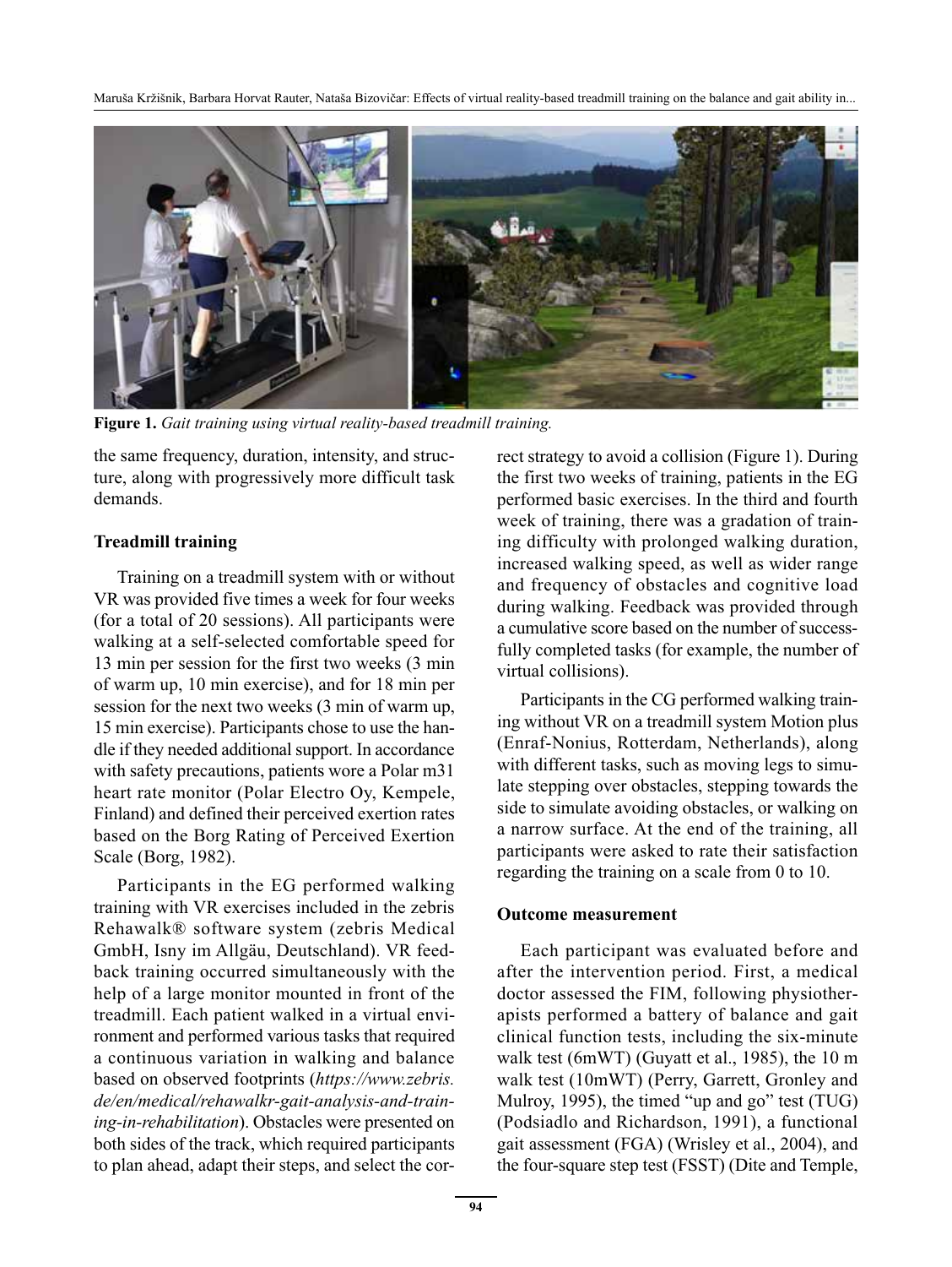**Figure 1.** *Gait training using virtual reality-based treadmill training.*

the same frequency, duration, intensity, and structure, along with progressively more difficult task demands.

### Treadmill training

Training on a treadmill system with or without VR was provided five times a week for four weeks (for a total of 20 sessions). All participants were walking at a self-selected comfortable speed for 13 min per session for the first two weeks (3 min of warm up, 10 min exercise), and for 18 min per session for the next two weeks (3 min of warm up, 15 min exercise). Participants chose to use the handle if they needed additional support. In accordance with safety precautions, patients wore a Polar m31 heart rate monitor (Polar Electro Oy, Kempele, Finland) and defined their perceived exertion rates based on the Borg Rating of Perceived Exertion Scale (Borg, 1982).

Participants in the EG performed walking training with VR exercises included in the zebris Rehawalk® software system (zebris Medical GmbH, Isny im Allgäu, Deutschland). VR feedback training occurred simultaneously with the help of a large monitor mounted in front of the treadmill. Each patient walked in a virtual environment and performed various tasks that required a continuous variation in walking and balance based on observed footprints (*https://www.zebris.de/en/medical/rehawalkr-gait-analysis-and-training-in-rehabilitation*). Obstacles were presented on both sides of the track, which required participants to plan ahead, adapt their steps, and select the correct strategy to avoid a collision (Figure 1). During the first two weeks of training, patients in the EG performed basic exercises. In the third and fourth week of training, there was a gradation of training difficulty with prolonged walking duration, increased walking speed, as well as wider range and frequency of obstacles and cognitive load during walking. Feedback was provided through a cumulative score based on the number of successfully completed tasks (for example, the number of virtual collisions).

Participants in the CG performed walking training without VR on a treadmill system Motion plus (Enraf-Nonius, Rotterdam, Netherlands), along with different tasks, such as moving legs to simulate stepping over obstacles, stepping towards the side to simulate avoiding obstacles, or walking on a narrow surface. At the end of the training, all participants were asked to rate their satisfaction regarding the training on a scale from 0 to 10.

### Outcome measurement

Each participant was evaluated before and after the intervention period. First, a medical doctor assessed the FIM, following physiotherapists performed a battery of balance and gait clinical function tests, including the six-minute walk test (6mWT) (Guyatt et al., 1985), the 10 m walk test (10mWT) (Perry, Garrett, Gronley and Mulroy, 1995), the timed "up and go" test (TUG) (Podsiadlo and Richardson, 1991), a functional gait assessment (FGA) (Wrisley et al., 2004), and the four-square step test (FSST) (Dite and Temple,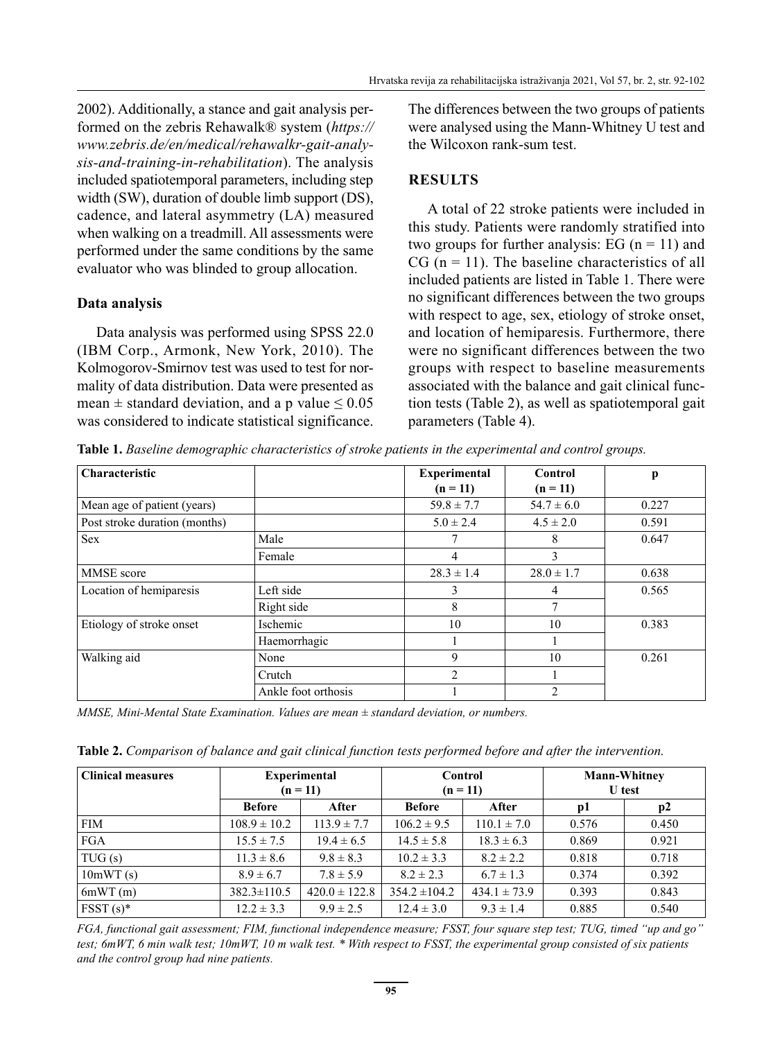2002). Additionally, a stance and gait analysis performed on the zebris Rehawalk® system (*https://www.zebris.de/en/medical/rehawalkr-gait-analysis-and-training-in-rehabilitation*). The analysis included spatiotemporal parameters, including step width (SW), duration of double limb support (DS), cadence, and lateral asymmetry (LA) measured when walking on a treadmill. All assessments were performed under the same conditions by the same evaluator who was blinded to group allocation.

### Data analysis

Data analysis was performed using SPSS 22.0 (IBM Corp., Armonk, New York, 2010). The Kolmogorov-Smirnov test was used to test for normality of data distribution. Data were presented as mean ± standard deviation, and a p value $\leq 0.05$ was considered to indicate statistical significance. The differences between the two groups of patients were analysed using the Mann-Whitney U test and the Wilcoxon rank-sum test.

## RESULTS

A total of 22 stroke patients were included in this study. Patients were randomly stratified into two groups for further analysis: EG (n = 11) and CG (n = 11). The baseline characteristics of all included patients are listed in Table 1. There were no significant differences between the two groups with respect to age, sex, etiology of stroke onset, and location of hemiparesis. Furthermore, there were no significant differences between the two groups with respect to baseline measurements associated with the balance and gait clinical function tests (Table 2), as well as spatiotemporal gait parameters (Table 4).

**Table 1.** *Baseline demographic characteristics of stroke patients in the experimental and control groups.*

| Characteristic | | Experimental (n = 11) | Control (n = 11) | p |
|---|---|---|---|---|
| Mean age of patient (years) | | 59.8 ± 7.7 | 54.7 ± 6.0 | 0.227 |
| Post stroke duration (months) | | 5.0 ± 2.4 | 4.5 ± 2.0 | 0.591 |
| Sex | Male | 7 | 8 | 0.647 |
| | Female | 4 | 3 | |
| MMSE score | | 28.3 ± 1.4 | 28.0 ± 1.7 | 0.638 |
| Location of hemiparesis | Left side | 3 | 4 | 0.565 |
| | Right side | 8 | 7 | |
| Etiology of stroke onset | Ischemic | 10 | 10 | 0.383 |
| | Haemorrhagic | 1 | 1 | |
| Walking aid | None | 9 | 10 | 0.261 |
| | Crutch | 2 | 1 | |
| | Ankle foot orthosis | 1 | 2 | |

*MMSE, Mini-Mental State Examination. Values are mean ± standard deviation, or numbers.*

**Table 2.** *Comparison of balance and gait clinical function tests performed before and after the intervention.*

| Clinical measures | Experimental (n = 11) | | Control (n = 11) | | Mann-Whitney U test | |
|---|---|---|---|---|---|---|
| | Before | After | Before | After | p1 | p2 |
| FIM | 108.9 ± 10.2 | 113.9 ± 7.7 | 106.2 ± 9.5 | 110.1 ± 7.0 | 0.576 | 0.450 |
| FGA | 15.5 ± 7.5 | 19.4 ± 6.5 | 14.5 ± 5.8 | 18.3 ± 6.3 | 0.869 | 0.921 |
| TUG (s) | 11.3 ± 8.6 | 9.8 ± 8.3 | 10.2 ± 3.3 | 8.2 ± 2.2 | 0.818 | 0.718 |
| 10mWT (s) | 8.9 ± 6.7 | 7.8 ± 5.9 | 8.2 ± 2.3 | 6.7 ± 1.3 | 0.374 | 0.392 |
| 6mWT (m) | 382.3±110.5 | 420.0 ± 122.8 | 354.2 ±104.2 | 434.1 ± 73.9 | 0.393 | 0.843 |
| FSST (s)* | 12.2 ± 3.3 | 9.9 ± 2.5 | 12.4 ± 3.0 | 9.3 ± 1.4 | 0.885 | 0.540 |

*FGA, functional gait assessment; FIM, functional independence measure; FSST, four square step test; TUG, timed "up and go" test; 6mWT, 6 min walk test; 10mWT, 10 m walk test. * With respect to FSST, the experimental group consisted of six patients and the control group had nine patients.*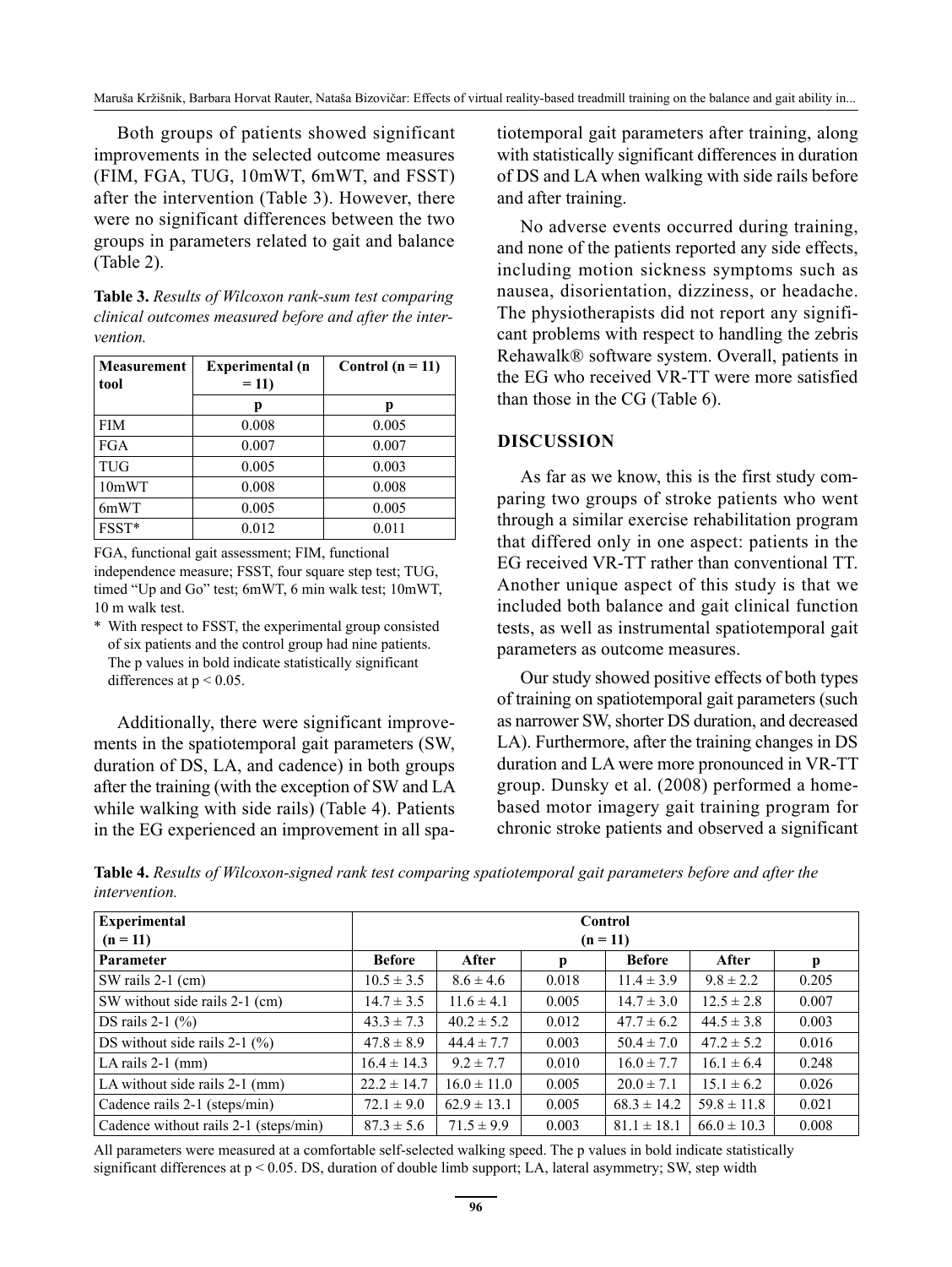Both groups of patients showed significant improvements in the selected outcome measures (FIM, FGA, TUG, 10mWT, 6mWT, and FSST) after the intervention (Table 3). However, there were no significant differences between the two groups in parameters related to gait and balance (Table 2).

**Table 3.** *Results of Wilcoxon rank-sum test comparing clinical outcomes measured before and after the intervention.*

| Measurement tool | Experimental (n = 11) | Control (n = 11) |
|---|---|---|
| | p | p |
| FIM | 0.008 | 0.005 |
| FGA | 0.007 | 0.007 |
| TUG | 0.005 | 0.003 |
| 10mWT | 0.008 | 0.008 |
| 6mWT | 0.005 | 0.005 |
| FSST* | 0.012 | 0.011 |

FGA, functional gait assessment; FIM, functional independence measure; FSST, four square step test; TUG, timed "Up and Go" test; 6mWT, 6 min walk test; 10mWT, 10 m walk test.

\* With respect to FSST, the experimental group consisted of six patients and the control group had nine patients. The p values in bold indicate statistically significant differences at $p < 0.05$.

Additionally, there were significant improvements in the spatiotemporal gait parameters (SW, duration of DS, LA, and cadence) in both groups after the training (with the exception of SW and LA while walking with side rails) (Table 4). Patients in the EG experienced an improvement in all spatiotemporal gait parameters after training, along with statistically significant differences in duration of DS and LA when walking with side rails before and after training.

No adverse events occurred during training, and none of the patients reported any side effects, including motion sickness symptoms such as nausea, disorientation, dizziness, or headache. The physiotherapists did not report any significant problems with respect to handling the zebris Rehawalk® software system. Overall, patients in the EG who received VR-TT were more satisfied than those in the CG (Table 6).

## DISCUSSION

As far as we know, this is the first study comparing two groups of stroke patients who went through a similar exercise rehabilitation program that differed only in one aspect: patients in the EG received VR-TT rather than conventional TT. Another unique aspect of this study is that we included both balance and gait clinical function tests, as well as instrumental spatiotemporal gait parameters as outcome measures.

Our study showed positive effects of both types of training on spatiotemporal gait parameters (such as narrower SW, shorter DS duration, and decreased LA). Furthermore, after the training changes in DS duration and LA were more pronounced in VR-TT group. Dunsky et al. (2008) performed a home-based motor imagery gait training program for chronic stroke patients and observed a significant

**Table 4.** *Results of Wilcoxon-signed rank test comparing spatiotemporal gait parameters before and after the intervention.*

| Experimental (n = 11) | | | | Control (n = 11) | | |
|---|---|---|---|---|---|---|
| Parameter | Before | After | p | Before | After | p |
| SW rails 2-1 (cm) | 10.5 ± 3.5 | 8.6 ± 4.6 | 0.018 | 11.4 ± 3.9 | 9.8 ± 2.2 | 0.205 |
| SW without side rails 2-1 (cm) | 14.7 ± 3.5 | 11.6 ± 4.1 | 0.005 | 14.7 ± 3.0 | 12.5 ± 2.8 | 0.007 |
| DS rails 2-1 (%) | 43.3 ± 7.3 | 40.2 ± 5.2 | 0.012 | 47.7 ± 6.2 | 44.5 ± 3.8 | 0.003 |
| DS without side rails 2-1 (%) | 47.8 ± 8.9 | 44.4 ± 7.7 | 0.003 | 50.4 ± 7.0 | 47.2 ± 5.2 | 0.016 |
| LA rails 2-1 (mm) | 16.4 ± 14.3 | 9.2 ± 7.7 | 0.010 | 16.0 ± 7.7 | 16.1 ± 6.4 | 0.248 |
| LA without side rails 2-1 (mm) | 22.2 ± 14.7 | 16.0 ± 11.0 | 0.005 | 20.0 ± 7.1 | 15.1 ± 6.2 | 0.026 |
| Cadence rails 2-1 (steps/min) | 72.1 ± 9.0 | 62.9 ± 13.1 | 0.005 | 68.3 ± 14.2 | 59.8 ± 11.8 | 0.021 |
| Cadence without rails 2-1 (steps/min) | 87.3 ± 5.6 | 71.5 ± 9.9 | 0.003 | 81.1 ± 18.1 | 66.0 ± 10.3 | 0.008 |

All parameters were measured at a comfortable self-selected walking speed. The p values in bold indicate statistically significant differences at $p < 0.05$. DS, duration of double limb support; LA, lateral asymmetry; SW, step width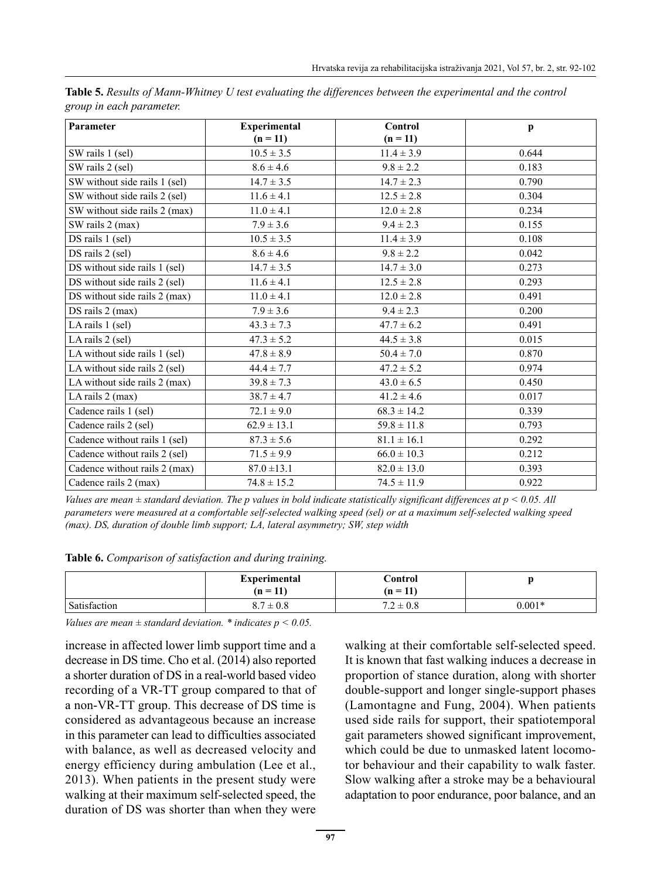**Table 5.** *Results of Mann-Whitney U test evaluating the differences between the experimental and the control group in each parameter.*

| Parameter | Experimental (n = 11) | Control (n = 11) | p |
|---|---|---|---|
| SW rails 1 (sel) | 10.5 ± 3.5 | 11.4 ± 3.9 | 0.644 |
| SW rails 2 (sel) | 8.6 ± 4.6 | 9.8 ± 2.2 | 0.183 |
| SW without side rails 1 (sel) | 14.7 ± 3.5 | 14.7 ± 2.3 | 0.790 |
| SW without side rails 2 (sel) | 11.6 ± 4.1 | 12.5 ± 2.8 | 0.304 |
| SW without side rails 2 (max) | 11.0 ± 4.1 | 12.0 ± 2.8 | 0.234 |
| SW rails 2 (max) | 7.9 ± 3.6 | 9.4 ± 2.3 | 0.155 |
| DS rails 1 (sel) | 10.5 ± 3.5 | 11.4 ± 3.9 | 0.108 |
| DS rails 2 (sel) | 8.6 ± 4.6 | 9.8 ± 2.2 | 0.042 |
| DS without side rails 1 (sel) | 14.7 ± 3.5 | 14.7 ± 3.0 | 0.273 |
| DS without side rails 2 (sel) | 11.6 ± 4.1 | 12.5 ± 2.8 | 0.293 |
| DS without side rails 2 (max) | 11.0 ± 4.1 | 12.0 ± 2.8 | 0.491 |
| DS rails 2 (max) | 7.9 ± 3.6 | 9.4 ± 2.3 | 0.200 |
| LA rails 1 (sel) | 43.3 ± 7.3 | 47.7 ± 6.2 | 0.491 |
| LA rails 2 (sel) | 47.3 ± 5.2 | 44.5 ± 3.8 | 0.015 |
| LA without side rails 1 (sel) | 47.8 ± 8.9 | 50.4 ± 7.0 | 0.870 |
| LA without side rails 2 (sel) | 44.4 ± 7.7 | 47.2 ± 5.2 | 0.974 |
| LA without side rails 2 (max) | 39.8 ± 7.3 | 43.0 ± 6.5 | 0.450 |
| LA rails 2 (max) | 38.7 ± 4.7 | 41.2 ± 4.6 | 0.017 |
| Cadence rails 1 (sel) | 72.1 ± 9.0 | 68.3 ± 14.2 | 0.339 |
| Cadence rails 2 (sel) | 62.9 ± 13.1 | 59.8 ± 11.8 | 0.793 |
| Cadence without rails 1 (sel) | 87.3 ± 5.6 | 81.1 ± 16.1 | 0.292 |
| Cadence without rails 2 (sel) | 71.5 ± 9.9 | 66.0 ± 10.3 | 0.212 |
| Cadence without rails 2 (max) | 87.0 ±13.1 | 82.0 ± 13.0 | 0.393 |
| Cadence rails 2 (max) | 74.8 ± 15.2 | 74.5 ± 11.9 | 0.922 |

*Values are mean ± standard deviation. The p values in bold indicate statistically significant differences at $p < 0.05$. All parameters were measured at a comfortable self-selected walking speed (sel) or at a maximum self-selected walking speed (max). DS, duration of double limb support; LA, lateral asymmetry; SW, step width*

**Table 6.** *Comparison of satisfaction and during training.*

| | Experimental (n = 11) | Control (n = 11) | p |
|---|---|---|---|
| Satisfaction | 8.7 ± 0.8 | 7.2 ± 0.8 | 0.001* |

*Values are mean ± standard deviation. * indicates $p < 0.05$.*

increase in affected lower limb support time and a decrease in DS time. Cho et al. (2014) also reported a shorter duration of DS in a real-world based video recording of a VR-TT group compared to that of a non-VR-TT group. This decrease of DS time is considered as advantageous because an increase in this parameter can lead to difficulties associated with balance, as well as decreased velocity and energy efficiency during ambulation (Lee et al., 2013). When patients in the present study were walking at their maximum self-selected speed, the duration of DS was shorter than when they were walking at their comfortable self-selected speed. It is known that fast walking induces a decrease in proportion of stance duration, along with shorter double-support and longer single-support phases (Lamontagne and Fung, 2004). When patients used side rails for support, their spatiotemporal gait parameters showed significant improvement, which could be due to unmasked latent locomotor behaviour and their capability to walk faster. Slow walking after a stroke may be a behavioural adaptation to poor endurance, poor balance, and an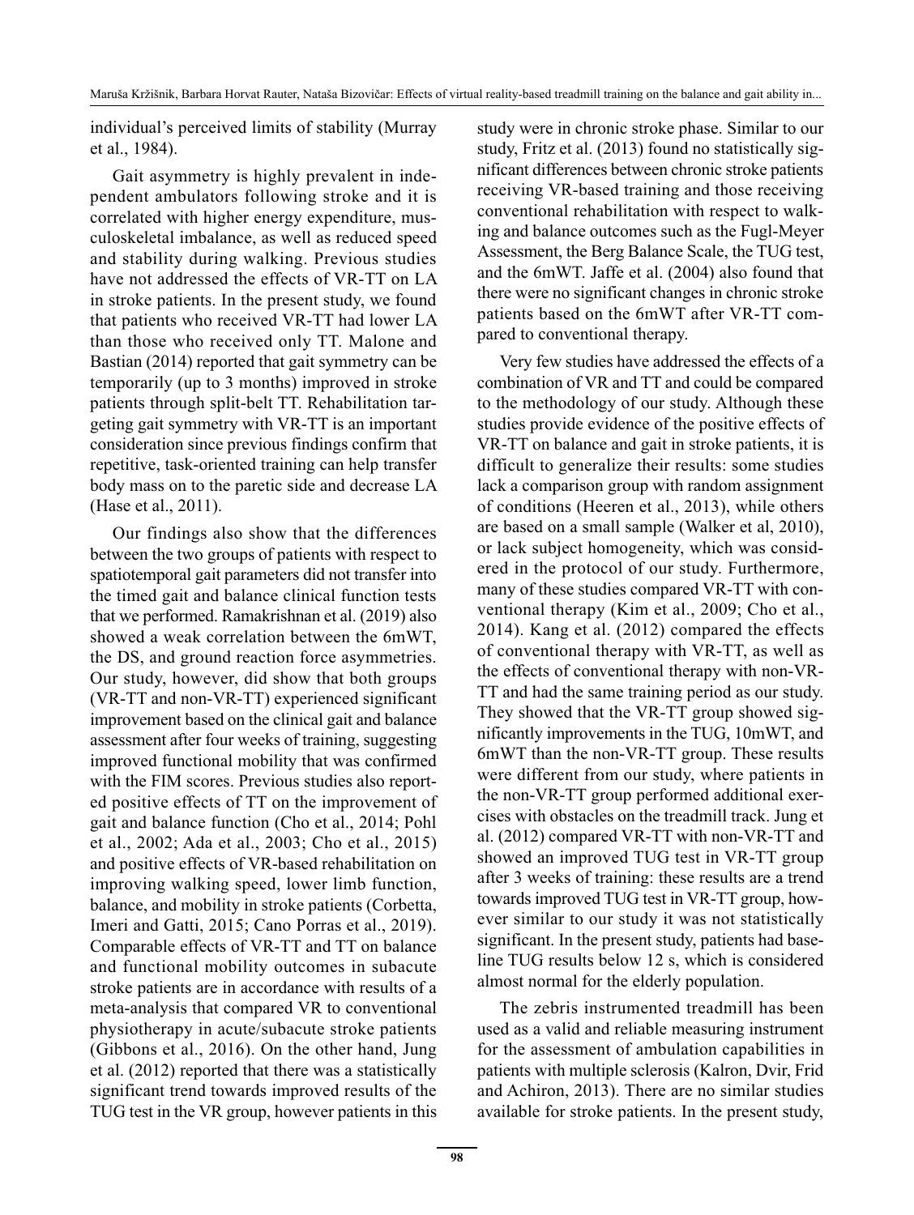individual's perceived limits of stability (Murray et al., 1984).

Gait asymmetry is highly prevalent in independent ambulators following stroke and it is correlated with higher energy expenditure, musculoskeletal imbalance, as well as reduced speed and stability during walking. Previous studies have not addressed the effects of VR-TT on LA in stroke patients. In the present study, we found that patients who received VR-TT had lower LA than those who received only TT. Malone and Bastian (2014) reported that gait symmetry can be temporarily (up to 3 months) improved in stroke patients through split-belt TT. Rehabilitation targeting gait symmetry with VR-TT is an important consideration since previous findings confirm that repetitive, task-oriented training can help transfer body mass on to the paretic side and decrease LA (Hase et al., 2011).

Our findings also show that the differences between the two groups of patients with respect to spatiotemporal gait parameters did not transfer into the timed gait and balance clinical function tests that we performed. Ramakrishnan et al. (2019) also showed a weak correlation between the 6mWT, the DS, and ground reaction force asymmetries. Our study, however, did show that both groups (VR-TT and non-VR-TT) experienced significant improvement based on the clinical gait and balance assessment after four weeks of training, suggesting improved functional mobility that was confirmed with the FIM scores. Previous studies also reported positive effects of TT on the improvement of gait and balance function (Cho et al., 2014; Pohl et al., 2002; Ada et al., 2003; Cho et al., 2015) and positive effects of VR-based rehabilitation on improving walking speed, lower limb function, balance, and mobility in stroke patients (Corbetta, Imeri and Gatti, 2015; Cano Porras et al., 2019). Comparable effects of VR-TT and TT on balance and functional mobility outcomes in subacute stroke patients are in accordance with results of a meta-analysis that compared VR to conventional physiotherapy in acute/subacute stroke patients (Gibbons et al., 2016). On the other hand, Jung et al. (2012) reported that there was a statistically significant trend towards improved results of the TUG test in the VR group, however patients in this study were in chronic stroke phase. Similar to our study, Fritz et al. (2013) found no statistically significant differences between chronic stroke patients receiving VR-based training and those receiving conventional rehabilitation with respect to walking and balance outcomes such as the Fugl-Meyer Assessment, the Berg Balance Scale, the TUG test, and the 6mWT. Jaffe et al. (2004) also found that there were no significant changes in chronic stroke patients based on the 6mWT after VR-TT compared to conventional therapy.

Very few studies have addressed the effects of a combination of VR and TT and could be compared to the methodology of our study. Although these studies provide evidence of the positive effects of VR-TT on balance and gait in stroke patients, it is difficult to generalize their results: some studies lack a comparison group with random assignment of conditions (Heeren et al., 2013), while others are based on a small sample (Walker et al, 2010), or lack subject homogeneity, which was considered in the protocol of our study. Furthermore, many of these studies compared VR-TT with conventional therapy (Kim et al., 2009; Cho et al., 2014). Kang et al. (2012) compared the effects of conventional therapy with VR-TT, as well as the effects of conventional therapy with non-VR-TT and had the same training period as our study. They showed that the VR-TT group showed significantly improvements in the TUG, 10mWT, and 6mWT than the non-VR-TT group. These results were different from our study, where patients in the non-VR-TT group performed additional exercises with obstacles on the treadmill track. Jung et al. (2012) compared VR-TT with non-VR-TT and showed an improved TUG test in VR-TT group after 3 weeks of training: these results are a trend towards improved TUG test in VR-TT group, however similar to our study it was not statistically significant. In the present study, patients had baseline TUG results below 12 s, which is considered almost normal for the elderly population.

The zebris instrumented treadmill has been used as a valid and reliable measuring instrument for the assessment of ambulation capabilities in patients with multiple sclerosis (Kalron, Dvir, Frid and Achiron, 2013). There are no similar studies available for stroke patients. In the present study,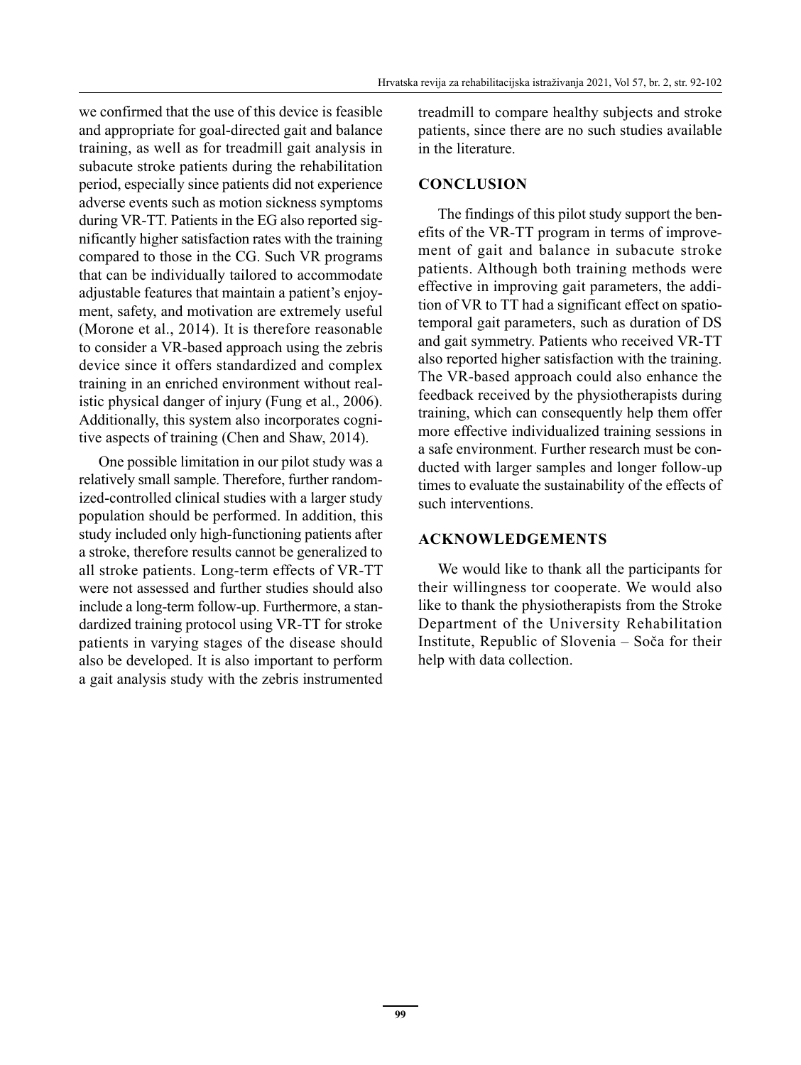we confirmed that the use of this device is feasible and appropriate for goal-directed gait and balance training, as well as for treadmill gait analysis in subacute stroke patients during the rehabilitation period, especially since patients did not experience adverse events such as motion sickness symptoms during VR-TT. Patients in the EG also reported significantly higher satisfaction rates with the training compared to those in the CG. Such VR programs that can be individually tailored to accommodate adjustable features that maintain a patient's enjoyment, safety, and motivation are extremely useful (Morone et al., 2014). It is therefore reasonable to consider a VR-based approach using the zebris device since it offers standardized and complex training in an enriched environment without realistic physical danger of injury (Fung et al., 2006). Additionally, this system also incorporates cognitive aspects of training (Chen and Shaw, 2014).

One possible limitation in our pilot study was a relatively small sample. Therefore, further randomized-controlled clinical studies with a larger study population should be performed. In addition, this study included only high-functioning patients after a stroke, therefore results cannot be generalized to all stroke patients. Long-term effects of VR-TT were not assessed and further studies should also include a long-term follow-up. Furthermore, a standardized training protocol using VR-TT for stroke patients in varying stages of the disease should also be developed. It is also important to perform a gait analysis study with the zebris instrumented treadmill to compare healthy subjects and stroke patients, since there are no such studies available in the literature.

## CONCLUSION

The findings of this pilot study support the benefits of the VR-TT program in terms of improvement of gait and balance in subacute stroke patients. Although both training methods were effective in improving gait parameters, the addition of VR to TT had a significant effect on spatiotemporal gait parameters, such as duration of DS and gait symmetry. Patients who received VR-TT also reported higher satisfaction with the training. The VR-based approach could also enhance the feedback received by the physiotherapists during training, which can consequently help them offer more effective individualized training sessions in a safe environment. Further research must be conducted with larger samples and longer follow-up times to evaluate the sustainability of the effects of such interventions.

## ACKNOWLEDGEMENTS

We would like to thank all the participants for their willingness tor cooperate. We would also like to thank the physiotherapists from the Stroke Department of the University Rehabilitation Institute, Republic of Slovenia – Soča for their help with data collection.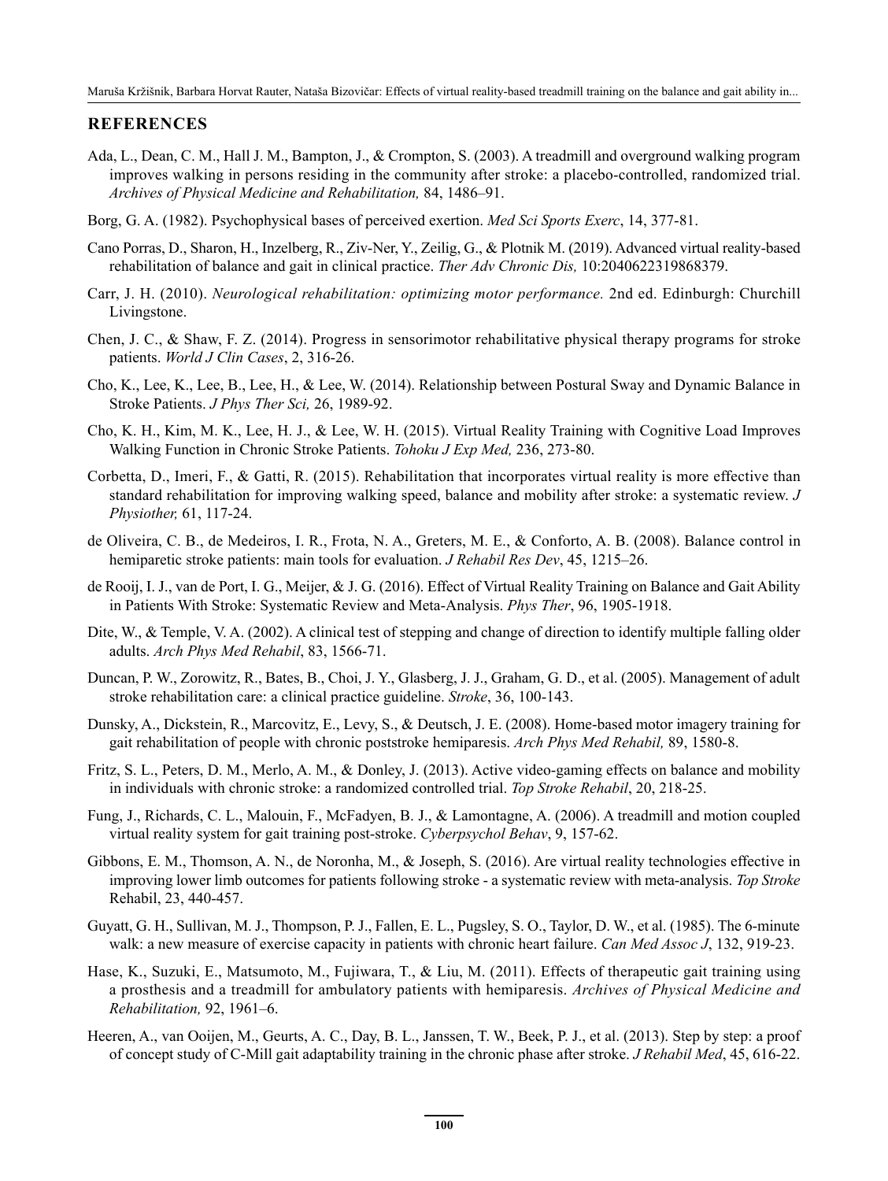## REFERENCES

Ada, L., Dean, C. M., Hall J. M., Bampton, J., & Crompton, S. (2003). A treadmill and overground walking program improves walking in persons residing in the community after stroke: a placebo-controlled, randomized trial. *Archives of Physical Medicine and Rehabilitation,* 84, 1486–91.

Borg, G. A. (1982). Psychophysical bases of perceived exertion. *Med Sci Sports Exerc*, 14, 377-81.

Cano Porras, D., Sharon, H., Inzelberg, R., Ziv-Ner, Y., Zeilig, G., & Plotnik M. (2019). Advanced virtual reality-based rehabilitation of balance and gait in clinical practice. *Ther Adv Chronic Dis,* 10:2040622319868379.

Carr, J. H. (2010). *Neurological rehabilitation: optimizing motor performance.* 2nd ed. Edinburgh: Churchill Livingstone.

Chen, J. C., & Shaw, F. Z. (2014). Progress in sensorimotor rehabilitative physical therapy programs for stroke patients. *World J Clin Cases*, 2, 316-26.

Cho, K., Lee, K., Lee, B., Lee, H., & Lee, W. (2014). Relationship between Postural Sway and Dynamic Balance in Stroke Patients. *J Phys Ther Sci,* 26, 1989-92.

Cho, K. H., Kim, M. K., Lee, H. J., & Lee, W. H. (2015). Virtual Reality Training with Cognitive Load Improves Walking Function in Chronic Stroke Patients. *Tohoku J Exp Med,* 236, 273-80.

Corbetta, D., Imeri, F., & Gatti, R. (2015). Rehabilitation that incorporates virtual reality is more effective than standard rehabilitation for improving walking speed, balance and mobility after stroke: a systematic review. *J Physiother,* 61, 117-24.

de Oliveira, C. B., de Medeiros, I. R., Frota, N. A., Greters, M. E., & Conforto, A. B. (2008). Balance control in hemiparetic stroke patients: main tools for evaluation. *J Rehabil Res Dev*, 45, 1215–26.

de Rooij, I. J., van de Port, I. G., Meijer, & J. G. (2016). Effect of Virtual Reality Training on Balance and Gait Ability in Patients With Stroke: Systematic Review and Meta-Analysis. *Phys Ther*, 96, 1905-1918.

Dite, W., & Temple, V. A. (2002). A clinical test of stepping and change of direction to identify multiple falling older adults. *Arch Phys Med Rehabil*, 83, 1566-71.

Duncan, P. W., Zorowitz, R., Bates, B., Choi, J. Y., Glasberg, J. J., Graham, G. D., et al. (2005). Management of adult stroke rehabilitation care: a clinical practice guideline. *Stroke*, 36, 100-143.

Dunsky, A., Dickstein, R., Marcovitz, E., Levy, S., & Deutsch, J. E. (2008). Home-based motor imagery training for gait rehabilitation of people with chronic poststroke hemiparesis. *Arch Phys Med Rehabil,* 89, 1580-8.

Fritz, S. L., Peters, D. M., Merlo, A. M., & Donley, J. (2013). Active video-gaming effects on balance and mobility in individuals with chronic stroke: a randomized controlled trial. *Top Stroke Rehabil*, 20, 218-25.

Fung, J., Richards, C. L., Malouin, F., McFadyen, B. J., & Lamontagne, A. (2006). A treadmill and motion coupled virtual reality system for gait training post-stroke. *Cyberpsychol Behav*, 9, 157-62.

Gibbons, E. M., Thomson, A. N., de Noronha, M., & Joseph, S. (2016). Are virtual reality technologies effective in improving lower limb outcomes for patients following stroke - a systematic review with meta-analysis. *Top Stroke* Rehabil, 23, 440-457.

Guyatt, G. H., Sullivan, M. J., Thompson, P. J., Fallen, E. L., Pugsley, S. O., Taylor, D. W., et al. (1985). The 6-minute walk: a new measure of exercise capacity in patients with chronic heart failure. *Can Med Assoc J*, 132, 919-23.

Hase, K., Suzuki, E., Matsumoto, M., Fujiwara, T., & Liu, M. (2011). Effects of therapeutic gait training using a prosthesis and a treadmill for ambulatory patients with hemiparesis. *Archives of Physical Medicine and Rehabilitation,* 92, 1961–6.

Heeren, A., van Ooijen, M., Geurts, A. C., Day, B. L., Janssen, T. W., Beek, P. J., et al. (2013). Step by step: a proof of concept study of C-Mill gait adaptability training in the chronic phase after stroke. *J Rehabil Med*, 45, 616-22.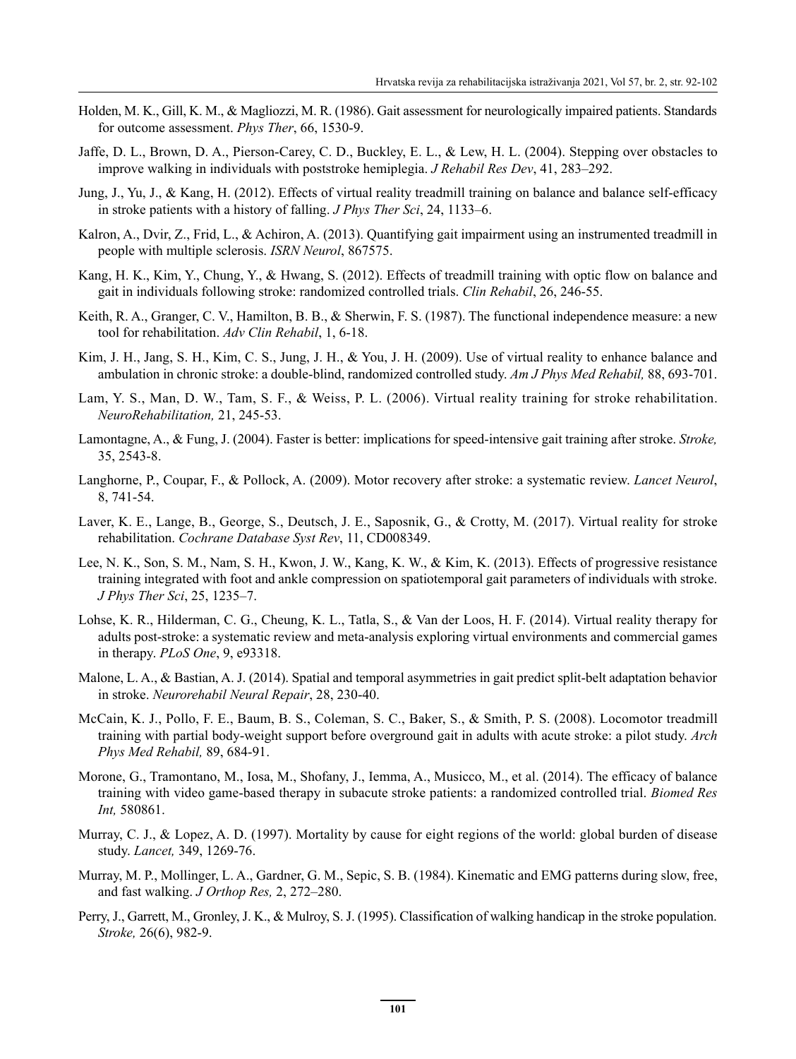Holden, M. K., Gill, K. M., & Magliozzi, M. R. (1986). Gait assessment for neurologically impaired patients. Standards for outcome assessment. *Phys Ther*, 66, 1530-9.

Jaffe, D. L., Brown, D. A., Pierson-Carey, C. D., Buckley, E. L., & Lew, H. L. (2004). Stepping over obstacles to improve walking in individuals with poststroke hemiplegia. *J Rehabil Res Dev*, 41, 283–292.

Jung, J., Yu, J., & Kang, H. (2012). Effects of virtual reality treadmill training on balance and balance self-efficacy in stroke patients with a history of falling. *J Phys Ther Sci*, 24, 1133–6.

Kalron, A., Dvir, Z., Frid, L., & Achiron, A. (2013). Quantifying gait impairment using an instrumented treadmill in people with multiple sclerosis. *ISRN Neurol*, 867575.

Kang, H. K., Kim, Y., Chung, Y., & Hwang, S. (2012). Effects of treadmill training with optic flow on balance and gait in individuals following stroke: randomized controlled trials. *Clin Rehabil*, 26, 246-55.

Keith, R. A., Granger, C. V., Hamilton, B. B., & Sherwin, F. S. (1987). The functional independence measure: a new tool for rehabilitation. *Adv Clin Rehabil*, 1, 6-18.

Kim, J. H., Jang, S. H., Kim, C. S., Jung, J. H., & You, J. H. (2009). Use of virtual reality to enhance balance and ambulation in chronic stroke: a double-blind, randomized controlled study. *Am J Phys Med Rehabil,* 88, 693-701.

Lam, Y. S., Man, D. W., Tam, S. F., & Weiss, P. L. (2006). Virtual reality training for stroke rehabilitation. *NeuroRehabilitation,* 21, 245-53.

Lamontagne, A., & Fung, J. (2004). Faster is better: implications for speed-intensive gait training after stroke. *Stroke,* 35, 2543-8.

Langhorne, P., Coupar, F., & Pollock, A. (2009). Motor recovery after stroke: a systematic review. *Lancet Neurol*, 8, 741-54.

Laver, K. E., Lange, B., George, S., Deutsch, J. E., Saposnik, G., & Crotty, M. (2017). Virtual reality for stroke rehabilitation. *Cochrane Database Syst Rev*, 11, CD008349.

Lee, N. K., Son, S. M., Nam, S. H., Kwon, J. W., Kang, K. W., & Kim, K. (2013). Effects of progressive resistance training integrated with foot and ankle compression on spatiotemporal gait parameters of individuals with stroke. *J Phys Ther Sci*, 25, 1235–7.

Lohse, K. R., Hilderman, C. G., Cheung, K. L., Tatla, S., & Van der Loos, H. F. (2014). Virtual reality therapy for adults post-stroke: a systematic review and meta-analysis exploring virtual environments and commercial games in therapy. *PLoS One*, 9, e93318.

Malone, L. A., & Bastian, A. J. (2014). Spatial and temporal asymmetries in gait predict split-belt adaptation behavior in stroke. *Neurorehabil Neural Repair*, 28, 230-40.

McCain, K. J., Pollo, F. E., Baum, B. S., Coleman, S. C., Baker, S., & Smith, P. S. (2008). Locomotor treadmill training with partial body-weight support before overground gait in adults with acute stroke: a pilot study. *Arch Phys Med Rehabil,* 89, 684-91.

Morone, G., Tramontano, M., Iosa, M., Shofany, J., Iemma, A., Musicco, M., et al. (2014). The efficacy of balance training with video game-based therapy in subacute stroke patients: a randomized controlled trial. *Biomed Res Int,* 580861.

Murray, C. J., & Lopez, A. D. (1997). Mortality by cause for eight regions of the world: global burden of disease study. *Lancet,* 349, 1269-76.

Murray, M. P., Mollinger, L. A., Gardner, G. M., Sepic, S. B. (1984). Kinematic and EMG patterns during slow, free, and fast walking. *J Orthop Res,* 2, 272–280.

Perry, J., Garrett, M., Gronley, J. K., & Mulroy, S. J. (1995). Classification of walking handicap in the stroke population. *Stroke,* 26(6), 982-9.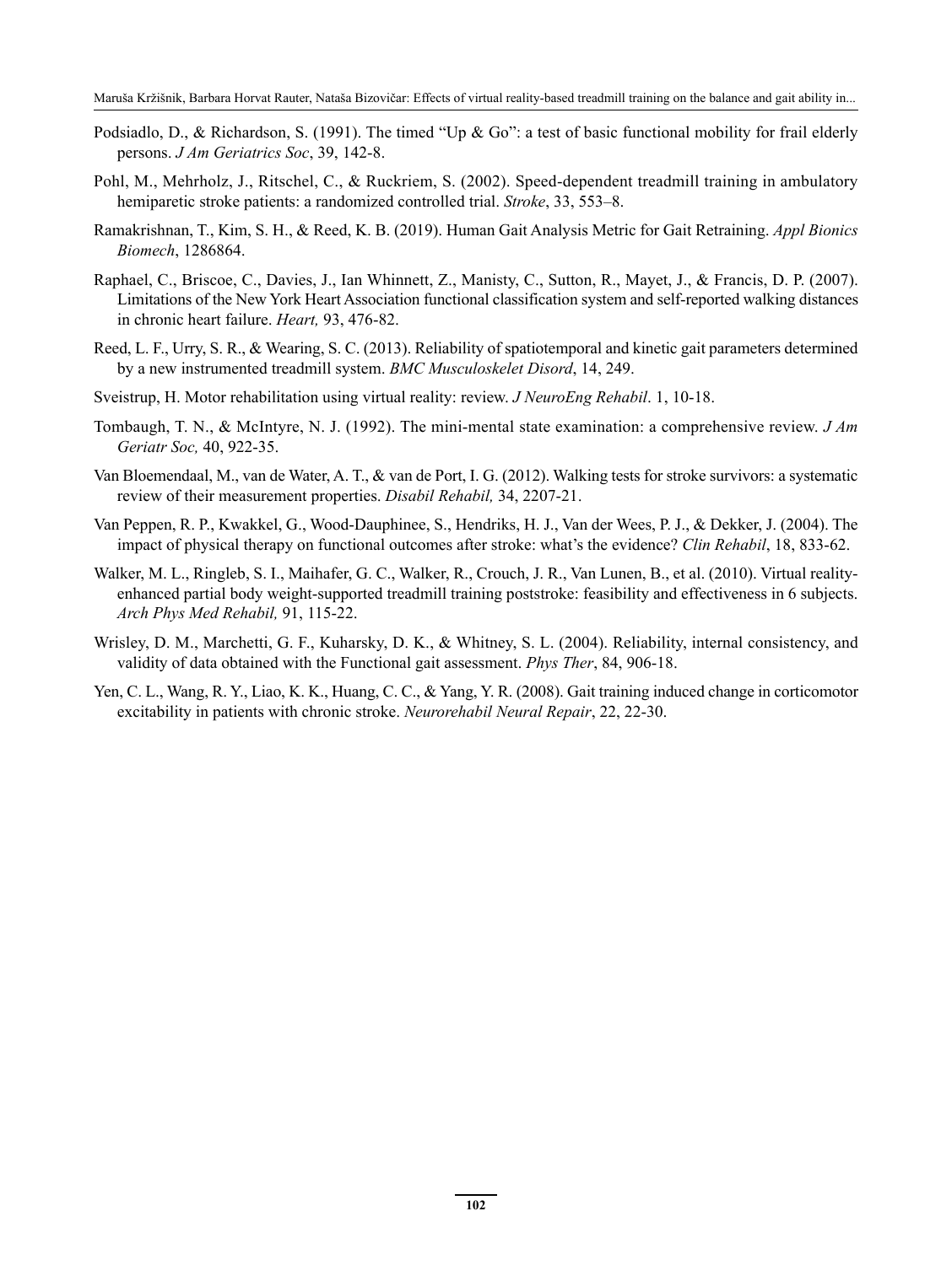Podsiadlo, D., & Richardson, S. (1991). The timed "Up & Go": a test of basic functional mobility for frail elderly persons. *J Am Geriatrics Soc*, 39, 142-8.

Pohl, M., Mehrholz, J., Ritschel, C., & Ruckriem, S. (2002). Speed-dependent treadmill training in ambulatory hemiparetic stroke patients: a randomized controlled trial. *Stroke*, 33, 553–8.

Ramakrishnan, T., Kim, S. H., & Reed, K. B. (2019). Human Gait Analysis Metric for Gait Retraining. *Appl Bionics Biomech*, 1286864.

Raphael, C., Briscoe, C., Davies, J., Ian Whinnett, Z., Manisty, C., Sutton, R., Mayet, J., & Francis, D. P. (2007). Limitations of the New York Heart Association functional classification system and self-reported walking distances in chronic heart failure. *Heart,* 93, 476-82.

Reed, L. F., Urry, S. R., & Wearing, S. C. (2013). Reliability of spatiotemporal and kinetic gait parameters determined by a new instrumented treadmill system. *BMC Musculoskelet Disord*, 14, 249.

Sveistrup, H. Motor rehabilitation using virtual reality: review. *J NeuroEng Rehabil*. 1, 10-18.

Tombaugh, T. N., & McIntyre, N. J. (1992). The mini-mental state examination: a comprehensive review. *J Am Geriatr Soc,* 40, 922-35.

Van Bloemendaal, M., van de Water, A. T., & van de Port, I. G. (2012). Walking tests for stroke survivors: a systematic review of their measurement properties. *Disabil Rehabil,* 34, 2207-21.

Van Peppen, R. P., Kwakkel, G., Wood-Dauphinee, S., Hendriks, H. J., Van der Wees, P. J., & Dekker, J. (2004). The impact of physical therapy on functional outcomes after stroke: what's the evidence? *Clin Rehabil*, 18, 833-62.

Walker, M. L., Ringleb, S. I., Maihafer, G. C., Walker, R., Crouch, J. R., Van Lunen, B., et al. (2010). Virtual reality-enhanced partial body weight-supported treadmill training poststroke: feasibility and effectiveness in 6 subjects. *Arch Phys Med Rehabil,* 91, 115-22.

Wrisley, D. M., Marchetti, G. F., Kuharsky, D. K., & Whitney, S. L. (2004). Reliability, internal consistency, and validity of data obtained with the Functional gait assessment. *Phys Ther*, 84, 906-18.

Yen, C. L., Wang, R. Y., Liao, K. K., Huang, C. C., & Yang, Y. R. (2008). Gait training induced change in corticomotor excitability in patients with chronic stroke. *Neurorehabil Neural Repair*, 22, 22-30.